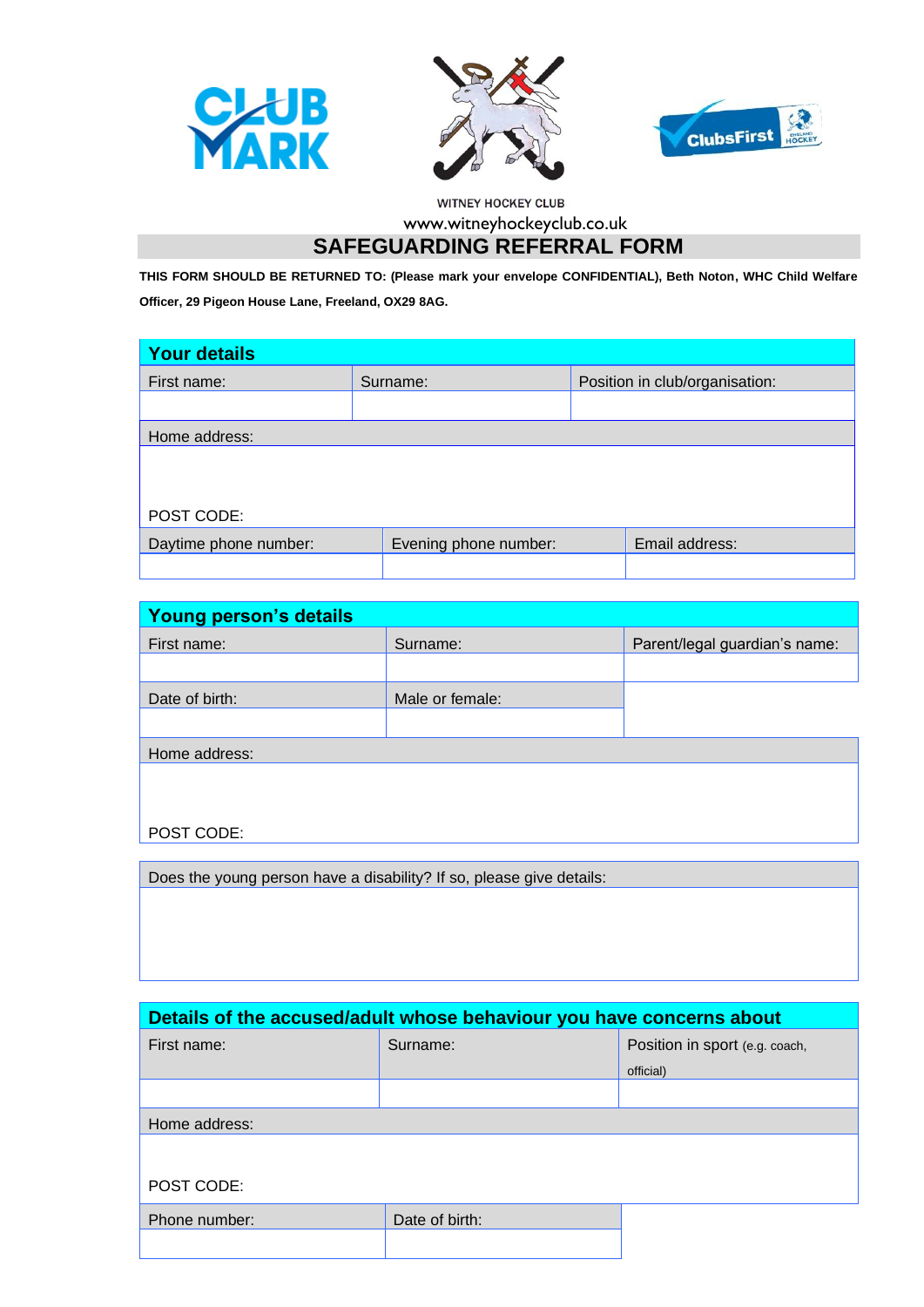WITNEY HOCKEY CLUB

www.witneyhockeyclub.co.uk

# SAFEGUARDING REFERRAL FORM

**THIS FORM SHOULD BE RETURNED TO: (Please mark your envelope CONFIDENTIAL), Beth Noton, WHC Child Welfare Officer, 29 Pigeon House Lane, Freeland, OX29 8AG.**

## Your details

| First name: | Surname: | Position in club/organisation: |
|---|---|---|
| | | |

| Home address: |
|---|
| POST CODE: |

| Daytime phone number: | Evening phone number: | Email address: |
|---|---|---|
| | | |

## Young person's details

| First name: | Surname: | Parent/legal guardian's name: |
|---|---|---|
| | | |
| Date of birth: | Male or female: | |
| | | |

| Home address: |
|---|
| POST CODE: |

| Does the young person have a disability? If so, please give details: |
|---|
| |

## Details of the accused/adult whose behaviour you have concerns about

| First name: | Surname: | Position in sport (e.g. coach, official) |
|---|---|---|
| | | |

| Home address: |
|---|
| POST CODE: |

| Phone number: | Date of birth: |
|---|---|
| | |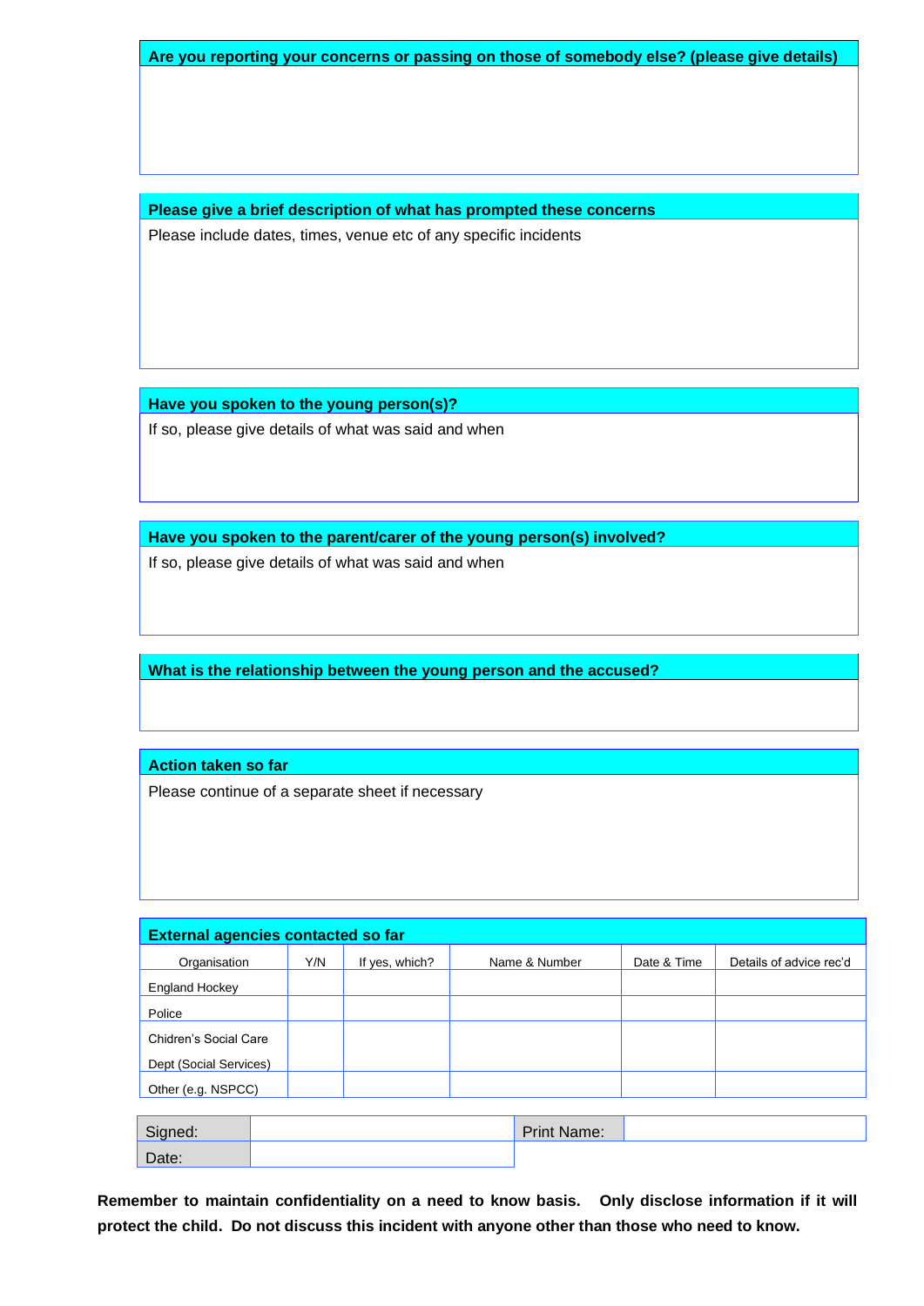**Are you reporting your concerns or passing on those of somebody else? (please give details)**

**Please give a brief description of what has prompted these concerns**

Please include dates, times, venue etc of any specific incidents

**Have you spoken to the young person(s)?**

If so, please give details of what was said and when

**Have you spoken to the parent/carer of the young person(s) involved?**

If so, please give details of what was said and when

**What is the relationship between the young person and the accused?**

**Action taken so far**

Please continue of a separate sheet if necessary

**External agencies contacted so far**

| Organisation | Y/N | If yes, which? | Name & Number | Date & Time | Details of advice rec'd |
|---|---|---|---|---|---|
| England Hockey | | | | | |
| Police | | | | | |
| Chidren's Social Care Dept (Social Services) | | | | | |
| Other (e.g. NSPCC) | | | | | |

| | | | |
|---|---|---|---|
| Signed: | | Print Name: | |
| Date: | | | |

**Remember to maintain confidentiality on a need to know basis. Only disclose information if it will protect the child. Do not discuss this incident with anyone other than those who need to know.**